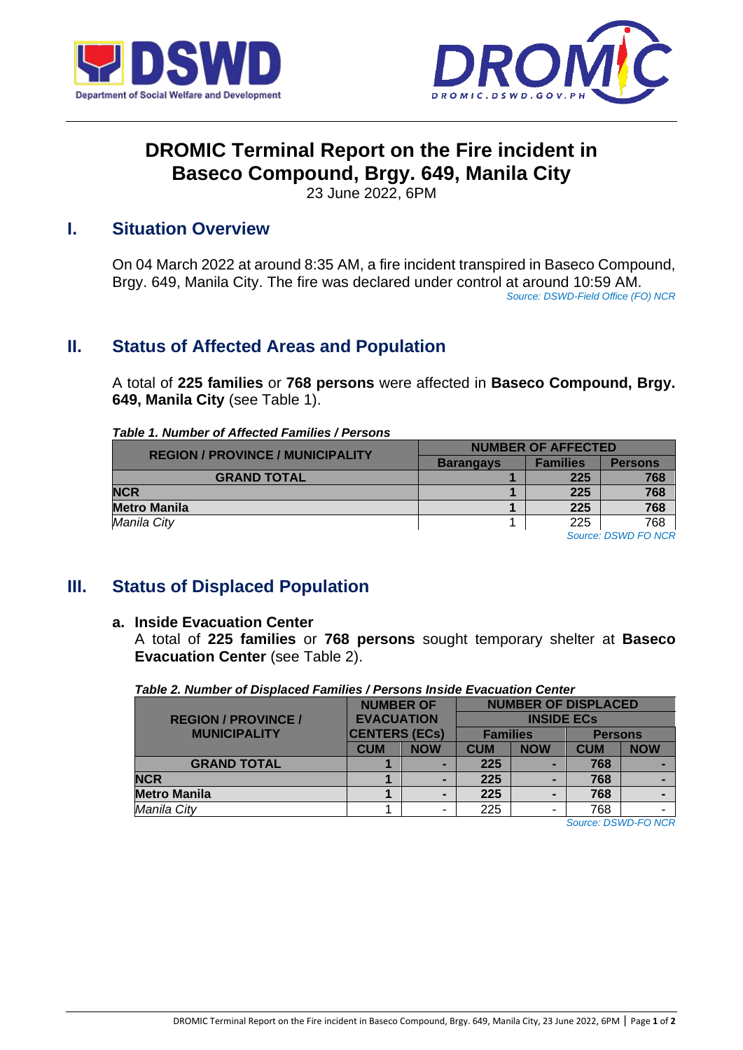# DROMIC Terminal Report on the Fire incident in Baseco Compound, Brgy. 649, Manila City

23 June 2022, 6PM

## I. Situation Overview

On 04 March 2022 at around 8:35 AM, a fire incident transpired in Baseco Compound, Brgy. 649, Manila City. The fire was declared under control at around 10:59 AM.

*Source: DSWD-Field Office (FO) NCR*

## II. Status of Affected Areas and Population

A total of **225 families** or **768 persons** were affected in **Baseco Compound, Brgy. 649, Manila City** (see Table 1).

***Table 1. Number of Affected Families / Persons***

| REGION / PROVINCE / MUNICIPALITY | NUMBER OF AFFECTED | | |
|---|---|---|---|
| | Barangays | Families | Persons |
| **GRAND TOTAL** | **1** | **225** | **768** |
| **NCR** | **1** | **225** | **768** |
| **Metro Manila** | **1** | **225** | **768** |
| *Manila City* | 1 | 225 | 768 |

*Source: DSWD FO NCR*

## III. Status of Displaced Population

### a. Inside Evacuation Center

A total of **225 families** or **768 persons** sought temporary shelter at **Baseco Evacuation Center** (see Table 2).

***Table 2. Number of Displaced Families / Persons Inside Evacuation Center***

| REGION / PROVINCE / MUNICIPALITY | NUMBER OF EVACUATION CENTERS (ECs) | | NUMBER OF DISPLACED INSIDE ECs | | | |
|---|---|---|---|---|---|---|
| | | | Families | | Persons | |
| | CUM | NOW | CUM | NOW | CUM | NOW |
| **GRAND TOTAL** | **1** | **-** | **225** | **-** | **768** | **-** |
| **NCR** | **1** | **-** | **225** | **-** | **768** | **-** |
| **Metro Manila** | **1** | **-** | **225** | **-** | **768** | **-** |
| *Manila City* | 1 | - | 225 | - | 768 | - |

*Source: DSWD-FO NCR*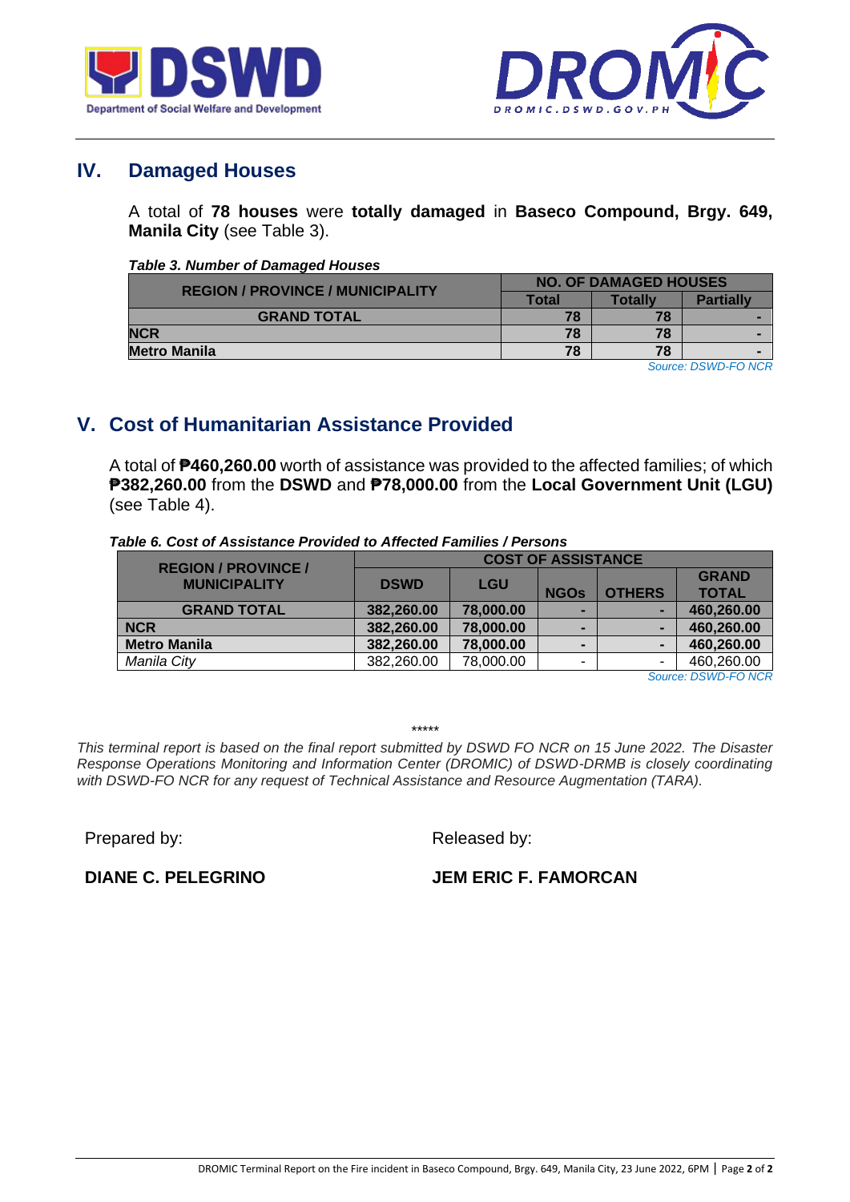## IV. Damaged Houses

A total of **78 houses** were **totally damaged** in **Baseco Compound, Brgy. 649, Manila City** (see Table 3).

***Table 3. Number of Damaged Houses***

| REGION / PROVINCE / MUNICIPALITY | NO. OF DAMAGED HOUSES | | |
|---|---|---|---|
| | Total | Totally | Partially |
| **GRAND TOTAL** | **78** | **78** | **-** |
| **NCR** | **78** | **78** | **-** |
| **Metro Manila** | **78** | **78** | **-** |

*Source: DSWD-FO NCR*

## V. Cost of Humanitarian Assistance Provided

A total of **₱460,260.00** worth of assistance was provided to the affected families; of which **₱382,260.00** from the **DSWD** and **₱78,000.00** from the **Local Government Unit (LGU)** (see Table 4).

***Table 6. Cost of Assistance Provided to Affected Families / Persons***

| REGION / PROVINCE / MUNICIPALITY | COST OF ASSISTANCE | | | | |
|---|---|---|---|---|---|
| | DSWD | LGU | NGOs | OTHERS | GRAND TOTAL |
| **GRAND TOTAL** | **382,260.00** | **78,000.00** | **-** | **-** | **460,260.00** |
| **NCR** | **382,260.00** | **78,000.00** | **-** | **-** | **460,260.00** |
| **Metro Manila** | **382,260.00** | **78,000.00** | **-** | **-** | **460,260.00** |
| *Manila City* | 382,260.00 | 78,000.00 | - | - | 460,260.00 |

*Source: DSWD-FO NCR*

*****

*This terminal report is based on the final report submitted by DSWD FO NCR on 15 June 2022. The Disaster Response Operations Monitoring and Information Center (DROMIC) of DSWD-DRMB is closely coordinating with DSWD-FO NCR for any request of Technical Assistance and Resource Augmentation (TARA).*

Prepared by: Released by:

**DIANE C. PELEGRINO** **JEM ERIC F. FAMORCAN**